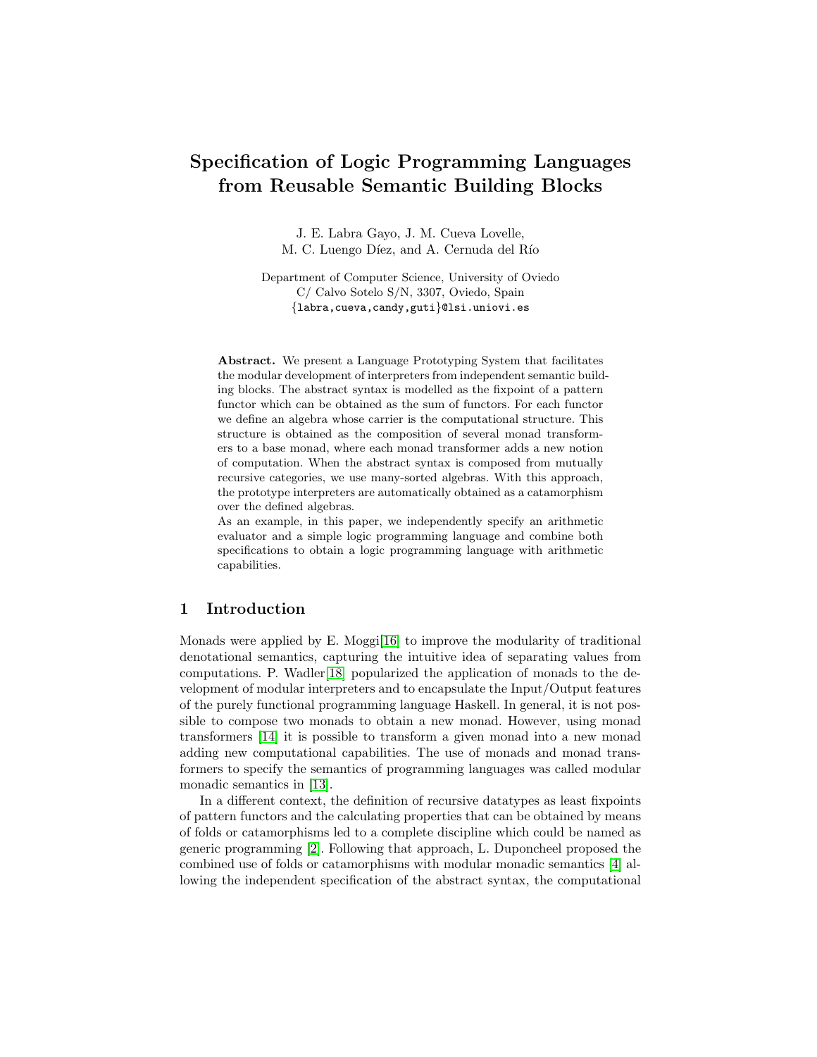# Specification of Logic Programming Languages from Reusable Semantic Building Blocks

J. E. Labra Gayo, J. M. Cueva Lovelle,
M. C. Luengo Díez, and A. Cernuda del Río

Department of Computer Science, University of Oviedo
C/ Calvo Sotelo S/N, 3307, Oviedo, Spain
{labra,cueva,candy,guti}@lsi.uniovi.es

**Abstract.** We present a Language Prototyping System that facilitates the modular development of interpreters from independent semantic building blocks. The abstract syntax is modelled as the fixpoint of a pattern functor which can be obtained as the sum of functors. For each functor we define an algebra whose carrier is the computational structure. This structure is obtained as the composition of several monad transformers to a base monad, where each monad transformer adds a new notion of computation. When the abstract syntax is composed from mutually recursive categories, we use many-sorted algebras. With this approach, the prototype interpreters are automatically obtained as a catamorphism over the defined algebras.
As an example, in this paper, we independently specify an arithmetic evaluator and a simple logic programming language and combine both specifications to obtain a logic programming language with arithmetic capabilities.

## 1 Introduction

Monads were applied by E. Moggi[16] to improve the modularity of traditional denotational semantics, capturing the intuitive idea of separating values from computations. P. Wadler[18] popularized the application of monads to the development of modular interpreters and to encapsulate the Input/Output features of the purely functional programming language Haskell. In general, it is not possible to compose two monads to obtain a new monad. However, using monad transformers [14] it is possible to transform a given monad into a new monad adding new computational capabilities. The use of monads and monad transformers to specify the semantics of programming languages was called modular monadic semantics in [13].

In a different context, the definition of recursive datatypes as least fixpoints of pattern functors and the calculating properties that can be obtained by means of folds or catamorphisms led to a complete discipline which could be named as generic programming [2]. Following that approach, L. Duponcheel proposed the combined use of folds or catamorphisms with modular monadic semantics [4] allowing the independent specification of the abstract syntax, the computational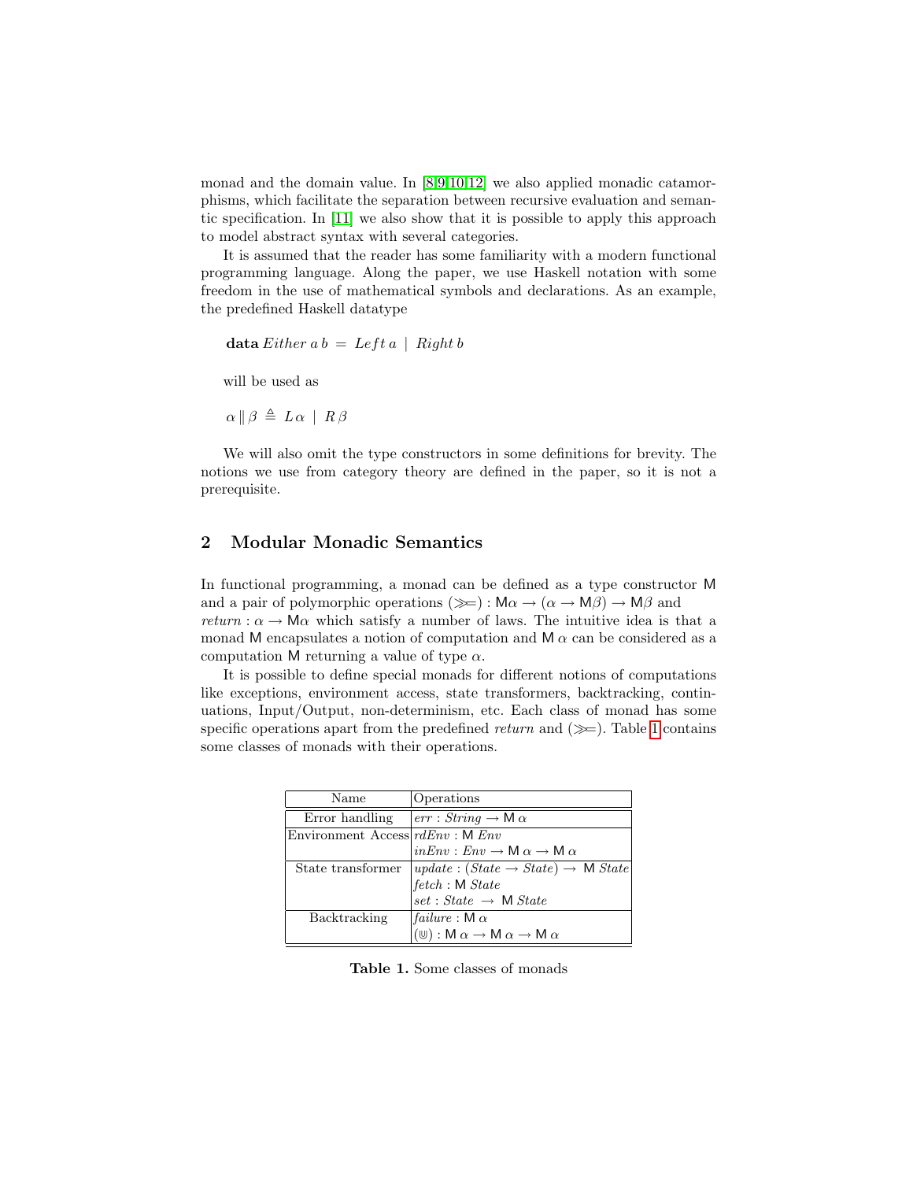monad and the domain value. In [8,9,10,12] we also applied monadic catamorphisms, which facilitate the separation between recursive evaluation and semantic specification. In [11] we also show that it is possible to apply this approach to model abstract syntax with several categories.

It is assumed that the reader has some familiarity with a modern functional programming language. Along the paper, we use Haskell notation with some freedom in the use of mathematical symbols and declarations. As an example, the predefined Haskell datatype

$$\mathbf{data}\ Either\ a\ b\ =\ Left\ a\ \mid\ Right\ b$$

will be used as

$$\alpha \parallel \beta \triangleq L\,\alpha\ \mid\ R\,\beta$$

We will also omit the type constructors in some definitions for brevity. The notions we use from category theory are defined in the paper, so it is not a prerequisite.

## 2 Modular Monadic Semantics

In functional programming, a monad can be defined as a type constructor $\mathsf{M}$ and a pair of polymorphic operations $(\gg\!=) : \mathsf{M}\alpha \to (\alpha \to \mathsf{M}\beta) \to \mathsf{M}\beta$ and $return : \alpha \to \mathsf{M}\alpha$ which satisfy a number of laws. The intuitive idea is that a monad $\mathsf{M}$ encapsulates a notion of computation and $\mathsf{M}\ \alpha$ can be considered as a computation $\mathsf{M}$ returning a value of type $\alpha$.

It is possible to define special monads for different notions of computations like exceptions, environment access, state transformers, backtracking, continuations, Input/Output, non-determinism, etc. Each class of monad has some specific operations apart from the predefined *return* and $(\gg\!=)$. Table 1 contains some classes of monads with their operations.

| Name | Operations |
|---|---|
| Error handling | $err : String \to \mathsf{M}\ \alpha$ |
| Environment Access | $rdEnv : \mathsf{M}\ Env$ <br> $inEnv : Env \to \mathsf{M}\ \alpha \to \mathsf{M}\ \alpha$ |
| State transformer | $update : (State \to State) \to \mathsf{M}\ State$ <br> $fetch : \mathsf{M}\ State$ <br> $set : State \to \mathsf{M}\ State$ |
| Backtracking | $failure : \mathsf{M}\ \alpha$ <br> $(\uplus) : \mathsf{M}\ \alpha \to \mathsf{M}\ \alpha \to \mathsf{M}\ \alpha$ |

**Table 1.** Some classes of monads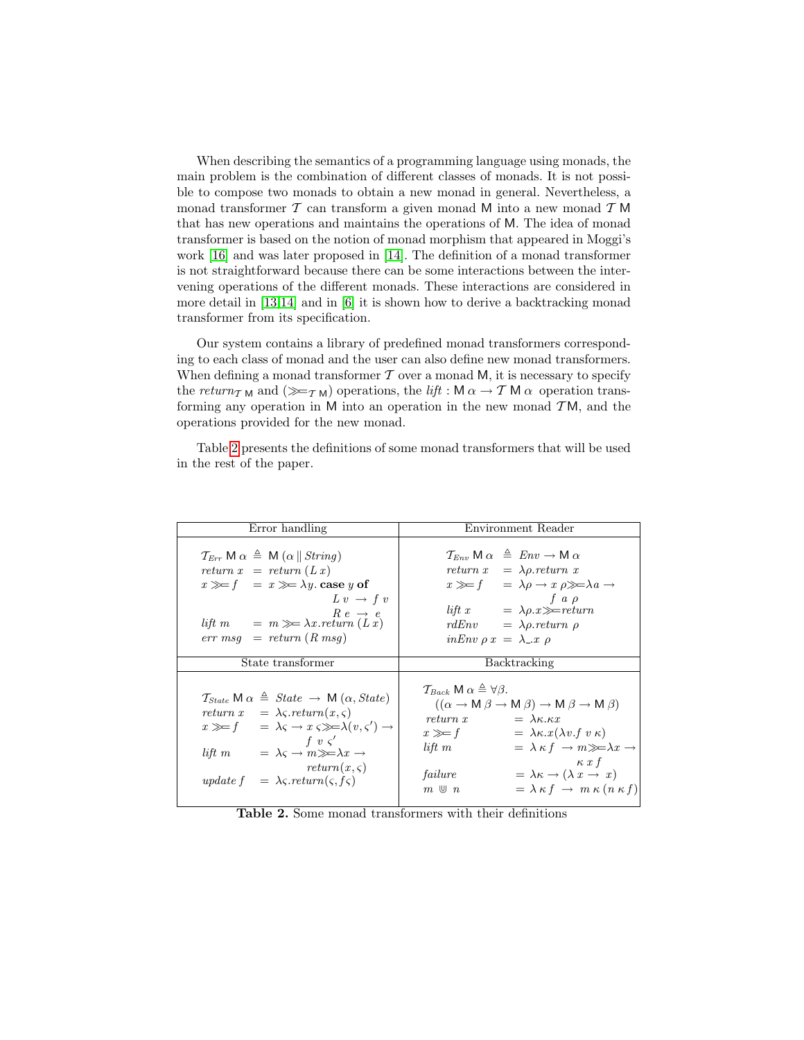When describing the semantics of a programming language using monads, the main problem is the combination of different classes of monads. It is not possible to compose two monads to obtain a new monad in general. Nevertheless, a monad transformer $\mathcal{T}$ can transform a given monad $\mathsf{M}$ into a new monad $\mathcal{T}\ \mathsf{M}$ that has new operations and maintains the operations of $\mathsf{M}$. The idea of monad transformer is based on the notion of monad morphism that appeared in Moggi's work [16] and was later proposed in [14]. The definition of a monad transformer is not straightforward because there can be some interactions between the intervening operations of the different monads. These interactions are considered in more detail in [13,14] and in [6] it is shown how to derive a backtracking monad transformer from its specification.

Our system contains a library of predefined monad transformers corresponding to each class of monad and the user can also define new monad transformers. When defining a monad transformer $\mathcal{T}$ over a monad $\mathsf{M}$, it is necessary to specify the $return_{\mathcal{T}\ \mathsf{M}}$ and $(\gg\!=_{\mathcal{T}\ \mathsf{M}})$ operations, the $lift : \mathsf{M}\ \alpha \rightarrow \mathcal{T}\ \mathsf{M}\ \alpha$ operation transforming any operation in $\mathsf{M}$ into an operation in the new monad $\mathcal{T}\mathsf{M}$, and the operations provided for the new monad.

Table 2 presents the definitions of some monad transformers that will be used in the rest of the paper.

| Error handling | Environment Reader |
|---|---|
| $\mathcal{T}_{Err}\ \mathsf{M}\ \alpha \triangleq \mathsf{M}\ (\alpha \parallel String)$<br>$return\ x \ = return\ (L\ x)$<br>$x \gg\!= f \ = x \gg\!= \lambda y.\ \mathbf{case}\ y\ \mathbf{of}\ L\ v \rightarrow f\ v;\ R\ e \rightarrow e$<br>$lift\ m \ = m \gg\!= \lambda x. return\ (L\ x)$<br>$err\ msg \ = return\ (R\ msg)$ | $\mathcal{T}_{Env}\ \mathsf{M}\ \alpha \triangleq Env \rightarrow \mathsf{M}\ \alpha$<br>$return\ x \ = \lambda\rho. return\ x$<br>$x \gg\!= f \ = \lambda\rho \rightarrow x\ \rho \gg\!= \lambda a \rightarrow f\ a\ \rho$<br>$lift\ x \ = \lambda\rho. x \gg\!= return$<br>$rdEnv \ = \lambda\rho. return\ \rho$<br>$inEnv\ \rho\ x \ = \lambda\_. x\ \rho$ |
| **State transformer** | **Backtracking** |
| $\mathcal{T}_{State}\ \mathsf{M}\ \alpha \triangleq State \rightarrow \mathsf{M}\ (\alpha, State)$<br>$return\ x \ = \lambda\varsigma. return(x, \varsigma)$<br>$x \gg\!= f \ = \lambda\varsigma \rightarrow x\ \varsigma \gg\!= \lambda(v, \varsigma') \rightarrow f\ v\ \varsigma'$<br>$lift\ m \ = \lambda\varsigma \rightarrow m \gg\!= \lambda x \rightarrow return(x, \varsigma)$<br>$update\ f \ = \lambda\varsigma. return(\varsigma, f\varsigma)$ | $\mathcal{T}_{Back}\ \mathsf{M}\ \alpha \triangleq \forall\beta. ((\alpha \rightarrow \mathsf{M}\ \beta \rightarrow \mathsf{M}\ \beta) \rightarrow \mathsf{M}\ \beta \rightarrow \mathsf{M}\ \beta)$<br>$return\ x \ = \lambda\kappa.\kappa x$<br>$x \gg\!= f \ = \lambda\kappa. x(\lambda v. f\ v\ \kappa)$<br>$lift\ m \ = \lambda\,\kappa\,f \rightarrow m \gg\!= \lambda x \rightarrow \kappa\ x\ f$<br>$failure \ = \lambda\kappa \rightarrow (\lambda\,x \rightarrow x)$<br>$m \uplus n \ = \lambda\,\kappa\,f \rightarrow m\,\kappa\,(n\,\kappa\,f)$ |

**Table 2.** Some monad transformers with their definitions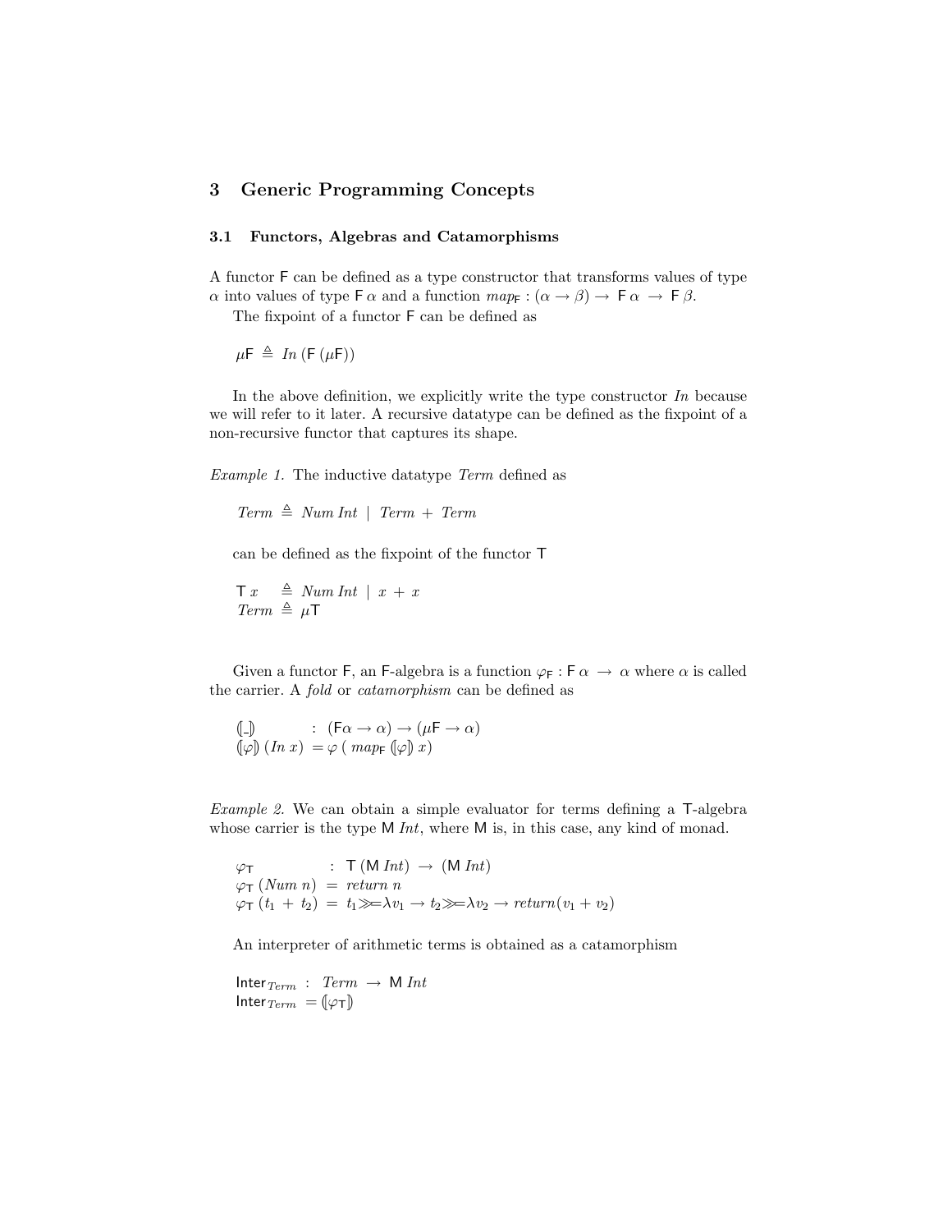## 3 Generic Programming Concepts

### 3.1 Functors, Algebras and Catamorphisms

A functor $\mathsf{F}$ can be defined as a type constructor that transforms values of type $\alpha$ into values of type $\mathsf{F}\,\alpha$ and a function $map_{\mathsf{F}} : (\alpha \to \beta) \to \mathsf{F}\,\alpha \to \mathsf{F}\,\beta$.

The fixpoint of a functor $\mathsf{F}$ can be defined as

$$\mu\mathsf{F} \triangleq In\,(\mathsf{F}\,(\mu\mathsf{F}))$$

In the above definition, we explicitly write the type constructor $In$ because we will refer to it later. A recursive datatype can be defined as the fixpoint of a non-recursive functor that captures its shape.

*Example 1.* The inductive datatype $Term$ defined as

$$Term \triangleq Num\,Int \mid Term + Term$$

can be defined as the fixpoint of the functor $\mathsf{T}$

$$\begin{aligned} \mathsf{T}\,x &\triangleq Num\,Int \mid x + x \\ Term &\triangleq \mu\mathsf{T} \end{aligned}$$

Given a functor $\mathsf{F}$, an $\mathsf{F}$-algebra is a function $\varphi_{\mathsf{F}} : \mathsf{F}\,\alpha \to \alpha$ where $\alpha$ is called the carrier. A *fold* or *catamorphism* can be defined as

$$\begin{aligned} (\!|\_|\!) &: (\mathsf{F}\alpha \to \alpha) \to (\mu\mathsf{F} \to \alpha) \\ (\!|\varphi|\!)\,(In\,x) &= \varphi\,(\,map_{\mathsf{F}}\,(\!|\varphi|\!)\,x) \end{aligned}$$

*Example 2.* We can obtain a simple evaluator for terms defining a $\mathsf{T}$-algebra whose carrier is the type $\mathsf{M}\,Int$, where $\mathsf{M}$ is, in this case, any kind of monad.

$$\begin{aligned} \varphi_{\mathsf{T}} &: \mathsf{T}\,(\mathsf{M}\,Int) \to (\mathsf{M}\,Int) \\ \varphi_{\mathsf{T}}\,(Num\,n) &= return\,n \\ \varphi_{\mathsf{T}}\,(t_1 + t_2) &= t_1 \gg\!\!= \lambda v_1 \to t_2 \gg\!\!= \lambda v_2 \to return(v_1 + v_2) \end{aligned}$$

An interpreter of arithmetic terms is obtained as a catamorphism

$$\begin{aligned} \mathsf{Inter}_{Term} &: Term \to \mathsf{M}\,Int \\ \mathsf{Inter}_{Term} &= (\!|\varphi_{\mathsf{T}}|\!) \end{aligned}$$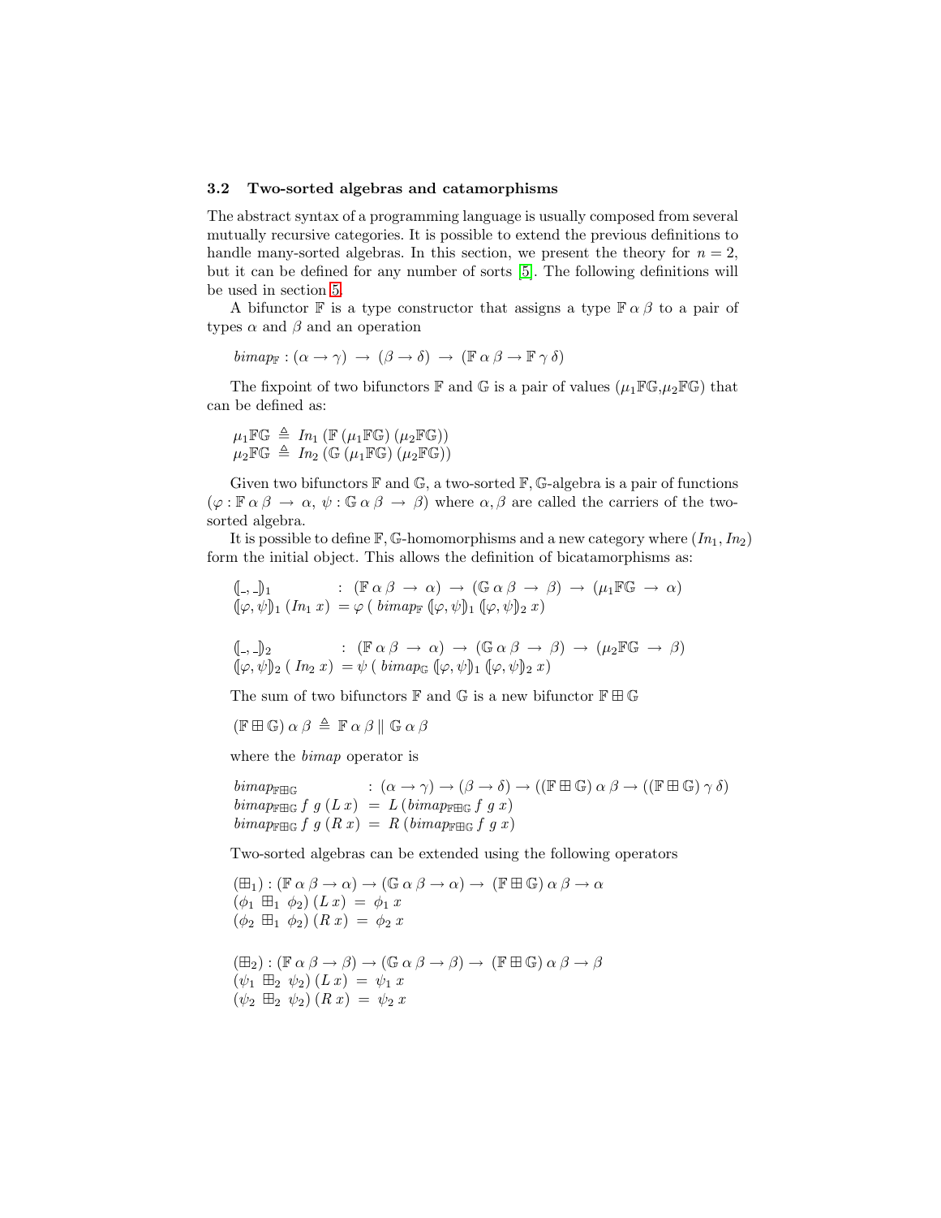### 3.2 Two-sorted algebras and catamorphisms

The abstract syntax of a programming language is usually composed from several mutually recursive categories. It is possible to extend the previous definitions to handle many-sorted algebras. In this section, we present the theory for $n = 2$, but it can be defined for any number of sorts [5]. The following definitions will be used in section 5.

A bifunctor $\mathbb{F}$ is a type constructor that assigns a type $\mathbb{F}\,\alpha\,\beta$ to a pair of types $\alpha$ and $\beta$ and an operation

$$bimap_{\mathbb{F}} : (\alpha \to \gamma) \;\to\; (\beta \to \delta) \;\to\; (\mathbb{F}\,\alpha\,\beta \to \mathbb{F}\,\gamma\,\delta)$$

The fixpoint of two bifunctors $\mathbb{F}$ and $\mathbb{G}$ is a pair of values $(\mu_1\mathbb{F}\mathbb{G}, \mu_2\mathbb{F}\mathbb{G})$ that can be defined as:

$$\begin{aligned}
\mu_1\mathbb{F}\mathbb{G} \;&\triangleq\; In_1\,(\mathbb{F}\,(\mu_1\mathbb{F}\mathbb{G})\,(\mu_2\mathbb{F}\mathbb{G}))\\
\mu_2\mathbb{F}\mathbb{G} \;&\triangleq\; In_2\,(\mathbb{G}\,(\mu_1\mathbb{F}\mathbb{G})\,(\mu_2\mathbb{F}\mathbb{G}))
\end{aligned}$$

Given two bifunctors $\mathbb{F}$ and $\mathbb{G}$, a two-sorted $\mathbb{F},\mathbb{G}$-algebra is a pair of functions $(\varphi : \mathbb{F}\,\alpha\,\beta \to \alpha,\; \psi : \mathbb{G}\,\alpha\,\beta \to \beta)$ where $\alpha, \beta$ are called the carriers of the two-sorted algebra.

It is possible to define $\mathbb{F},\mathbb{G}$-homomorphisms and a new category where $(In_1, In_2)$ form the initial object. This allows the definition of bicatamorphisms as:

$$\begin{aligned}
&(\!|\_,\_|\!)_1 &&: (\mathbb{F}\,\alpha\,\beta \to \alpha) \to (\mathbb{G}\,\alpha\,\beta \to \beta) \to (\mu_1\mathbb{F}\mathbb{G} \to \alpha)\\
&(\!|\varphi,\psi|\!)_1\;(In_1\;x) &&= \varphi\,(\,bimap_{\mathbb{F}}\;(\!|\varphi,\psi|\!)_1\;(\!|\varphi,\psi|\!)_2\;x)
\end{aligned}$$

$$\begin{aligned}
&(\!|\_,\_|\!)_2 &&: (\mathbb{F}\,\alpha\,\beta \to \alpha) \to (\mathbb{G}\,\alpha\,\beta \to \beta) \to (\mu_2\mathbb{F}\mathbb{G} \to \beta)\\
&(\!|\varphi,\psi|\!)_2\;(\,In_2\;x) &&= \psi\,(\,bimap_{\mathbb{G}}\;(\!|\varphi,\psi|\!)_1\;(\!|\varphi,\psi|\!)_2\;x)
\end{aligned}$$

The sum of two bifunctors $\mathbb{F}$ and $\mathbb{G}$ is a new bifunctor $\mathbb{F} \boxplus \mathbb{G}$

$$(\mathbb{F} \boxplus \mathbb{G})\,\alpha\,\beta \;\triangleq\; \mathbb{F}\,\alpha\,\beta \parallel \mathbb{G}\,\alpha\,\beta$$

where the *bimap* operator is

$$\begin{aligned}
&bimap_{\mathbb{F}\boxplus\mathbb{G}} &&: (\alpha \to \gamma) \to (\beta \to \delta) \to ((\mathbb{F} \boxplus \mathbb{G})\,\alpha\,\beta \to ((\mathbb{F} \boxplus \mathbb{G})\,\gamma\,\delta)\\
&bimap_{\mathbb{F}\boxplus\mathbb{G}}\;f\;g\;(L\;x) &&= L\,(bimap_{\mathbb{F}\boxplus\mathbb{G}}\;f\;g\;x)\\
&bimap_{\mathbb{F}\boxplus\mathbb{G}}\;f\;g\;(R\;x) &&= R\,(bimap_{\mathbb{F}\boxplus\mathbb{G}}\;f\;g\;x)
\end{aligned}$$

Two-sorted algebras can be extended using the following operators

$$\begin{aligned}
&(\boxplus_1) : (\mathbb{F}\,\alpha\,\beta \to \alpha) \to (\mathbb{G}\,\alpha\,\beta \to \alpha) \to (\mathbb{F} \boxplus \mathbb{G})\,\alpha\,\beta \to \alpha\\
&(\phi_1\;\boxplus_1\;\phi_2)\,(L\,x) \;=\; \phi_1\;x\\
&(\phi_2\;\boxplus_1\;\phi_2)\,(R\,x) \;=\; \phi_2\;x
\end{aligned}$$

$$\begin{aligned}
&(\boxplus_2) : (\mathbb{F}\,\alpha\,\beta \to \beta) \to (\mathbb{G}\,\alpha\,\beta \to \beta) \to (\mathbb{F} \boxplus \mathbb{G})\,\alpha\,\beta \to \beta\\
&(\psi_1\;\boxplus_2\;\psi_2)\,(L\,x) \;=\; \psi_1\;x\\
&(\psi_2\;\boxplus_2\;\psi_2)\,(R\,x) \;=\; \psi_2\;x
\end{aligned}$$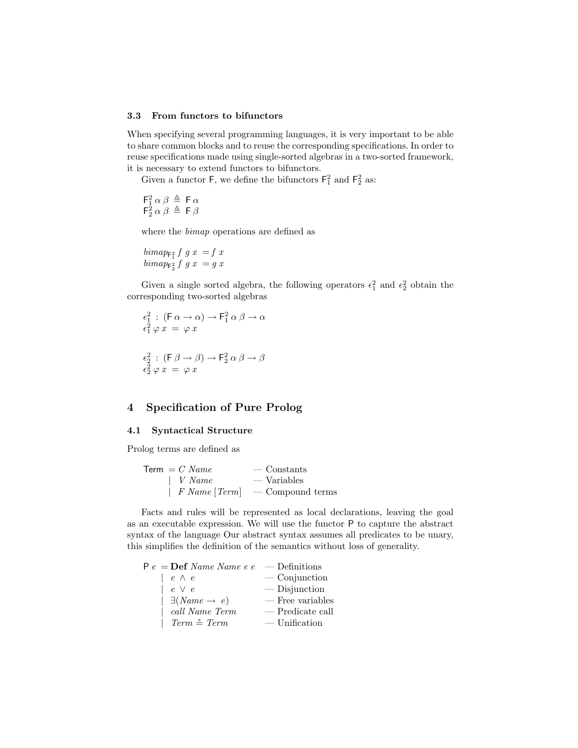### 3.3 From functors to bifunctors

When specifying several programming languages, it is very important to be able to share common blocks and to reuse the corresponding specifications. In order to reuse specifications made using single-sorted algebras in a two-sorted framework, it is necessary to extend functors to bifunctors.

Given a functor $\mathsf{F}$, we define the bifunctors $\mathsf{F}^2_1$ and $\mathsf{F}^2_2$ as:

$$\mathsf{F}^2_1\, \alpha\, \beta \triangleq \mathsf{F}\, \alpha$$
$$\mathsf{F}^2_2\, \alpha\, \beta \triangleq \mathsf{F}\, \beta$$

where the *bimap* operations are defined as

$$bimap_{\mathsf{F}^2_1}\, f\ g\ x\ = f\ x$$
$$bimap_{\mathsf{F}^2_2}\, f\ g\ x\ = g\ x$$

Given a single sorted algebra, the following operators $\epsilon^2_1$ and $\epsilon^2_2$ obtain the corresponding two-sorted algebras

$$\epsilon^2_1 : (\mathsf{F}\, \alpha \to \alpha) \to \mathsf{F}^2_1\, \alpha\, \beta \to \alpha$$
$$\epsilon^2_1\, \varphi\, x\ =\ \varphi\, x$$

$$\epsilon^2_2 : (\mathsf{F}\, \beta \to \beta) \to \mathsf{F}^2_2\, \alpha\, \beta \to \beta$$
$$\epsilon^2_2\, \varphi\, x\ =\ \varphi\, x$$

# 4 Specification of Pure Prolog

## 4.1 Syntactical Structure

Prolog terms are defined as

$$
\begin{array}{lll}
\mathsf{Term} & = C\ Name & \text{— Constants} \\
 & \mid\ V\ Name & \text{— Variables} \\
 & \mid\ F\ Name\ [Term] & \text{— Compound terms}
\end{array}
$$

Facts and rules will be represented as local declarations, leaving the goal as an executable expression. We will use the functor $\mathsf{P}$ to capture the abstract syntax of the language Our abstract syntax assumes all predicates to be unary, this simplifies the definition of the semantics without loss of generality.

$$
\begin{array}{lll}
\mathsf{P}\ e & = \mathbf{Def}\ Name\ Name\ e\ e & \text{— Definitions} \\
 & \mid\ e\ \wedge\ e & \text{— Conjunction} \\
 & \mid\ e\ \vee\ e & \text{— Disjunction} \\
 & \mid\ \exists(Name \to\ e) & \text{— Free variables} \\
 & \mid\ call\ Name\ Term & \text{— Predicate call} \\
 & \mid\ Term \mathrel{\mathring{=}} Term & \text{— Unification}
\end{array}
$$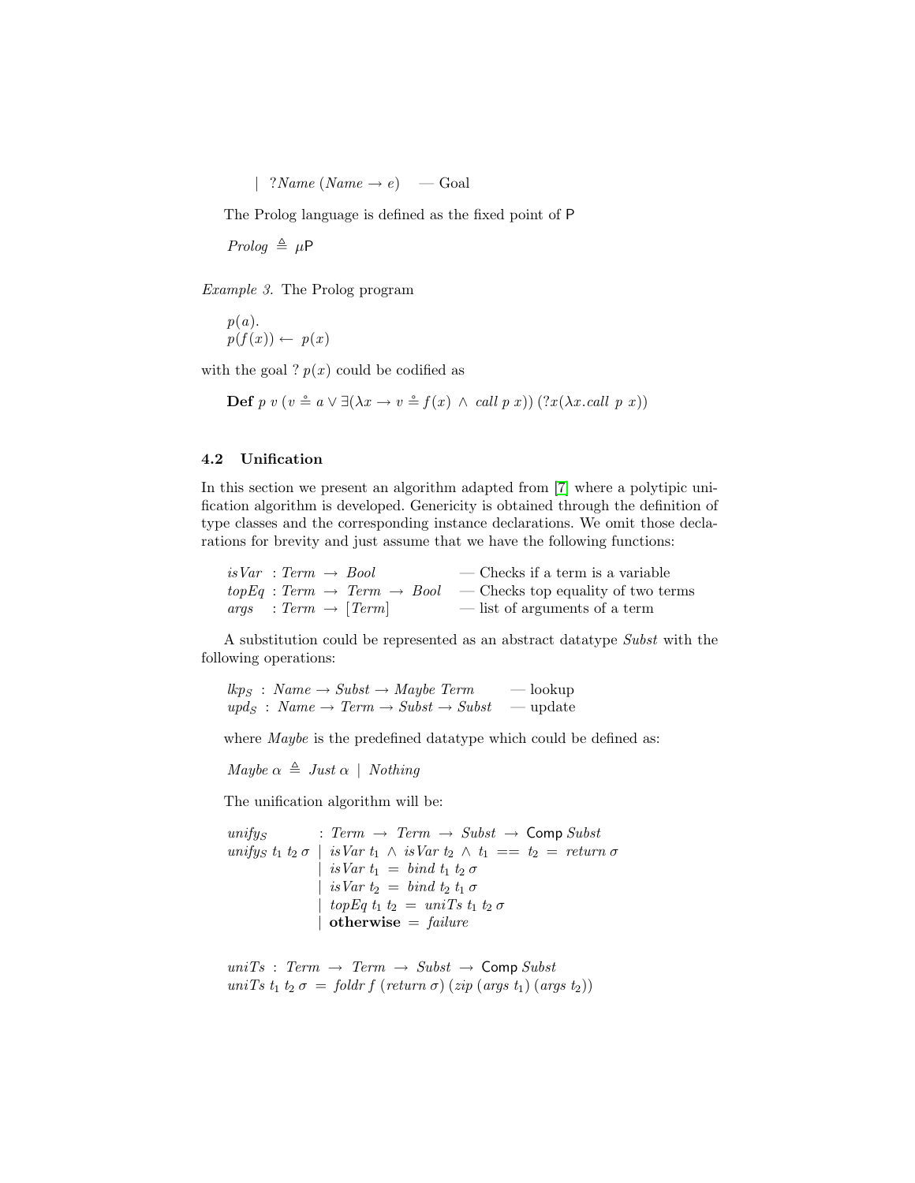$\quad | \;\; ?Name \; (Name \rightarrow e) \quad$ — Goal

The Prolog language is defined as the fixed point of $\mathsf{P}$

$$Prolog \triangleq \mu \mathsf{P}$$

*Example 3.* The Prolog program

$$p(a).$$
$$p(f(x)) \leftarrow \; p(x)$$

with the goal ? $p(x)$ could be codified as

$$\textbf{Def} \; p \; v \; (v \doteq a \vee \exists(\lambda x \rightarrow v \doteq f(x) \; \wedge \; call \; p \; x)) \; (?x(\lambda x.call \; p \; x))$$

### 4.2 Unification

In this section we present an algorithm adapted from [7] where a polytipic unification algorithm is developed. Genericity is obtained through the definition of type classes and the corresponding instance declarations. We omit those declarations for brevity and just assume that we have the following functions:

$$\begin{array}{lll} isVar & : Term \rightarrow Bool & \text{— Checks if a term is a variable} \\ topEq & : Term \rightarrow Term \rightarrow Bool & \text{— Checks top equality of two terms} \\ args & : Term \rightarrow [Term] & \text{— list of arguments of a term} \end{array}$$

A substitution could be represented as an abstract datatype *Subst* with the following operations:

$$\begin{array}{lll} lkp_S & : Name \rightarrow Subst \rightarrow Maybe \; Term & \text{— lookup} \\ upd_S & : Name \rightarrow Term \rightarrow Subst \rightarrow Subst & \text{— update} \end{array}$$

where *Maybe* is the predefined datatype which could be defined as:

$$Maybe \; \alpha \triangleq Just \; \alpha \;\; | \;\; Nothing$$

The unification algorithm will be:

$$\begin{array}{ll} unify_S & : Term \rightarrow Term \rightarrow Subst \rightarrow \mathsf{Comp} \; Subst \\ unify_S \; t_1 \; t_2 \; \sigma & | \;\; isVar \; t_1 \; \wedge \; isVar \; t_2 \; \wedge \; t_1 \; == \; t_2 \; = \; return \; \sigma \\ & | \;\; isVar \; t_1 \; = \; bind \; t_1 \; t_2 \; \sigma \\ & | \;\; isVar \; t_2 \; = \; bind \; t_2 \; t_1 \; \sigma \\ & | \;\; topEq \; t_1 \; t_2 \; = \; uniTs \; t_1 \; t_2 \; \sigma \\ & | \;\; \textbf{otherwise} \; = \; failure \end{array}$$

$$\begin{array}{l} uniTs \; : \; Term \rightarrow Term \rightarrow Subst \rightarrow \mathsf{Comp} \; Subst \\ uniTs \; t_1 \; t_2 \; \sigma \; = \; foldr \; f \; (return \; \sigma) \; (zip \; (args \; t_1) \; (args \; t_2)) \end{array}$$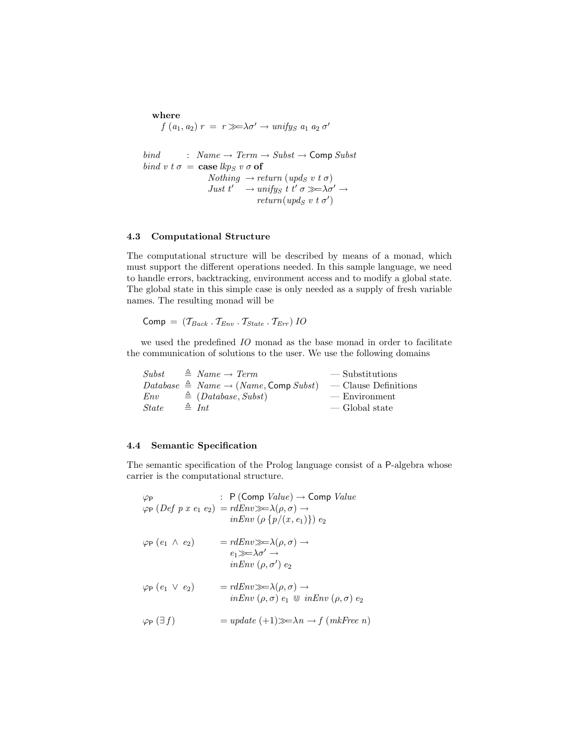**where**

$$f\ (a_1, a_2)\ r\ =\ r \gg\!= \lambda\sigma' \rightarrow unify_S\ a_1\ a_2\ \sigma'$$

$$
\begin{array}{ll}
bind & :\ Name \rightarrow Term \rightarrow Subst \rightarrow \mathsf{Comp}\ Subst \\
bind\ v\ t\ \sigma & =\ \textbf{case}\ lkp_S\ v\ \sigma\ \textbf{of} \\
& \quad Nothing \rightarrow return\ (upd_S\ v\ t\ \sigma) \\
& \quad Just\ t' \quad \rightarrow unify_S\ t\ t'\ \sigma \gg\!= \lambda\sigma' \rightarrow \\
& \qquad\qquad return(upd_S\ v\ t\ \sigma')
\end{array}
$$

### 4.3 Computational Structure

The computational structure will be described by means of a monad, which must support the different operations needed. In this sample language, we need to handle errors, backtracking, environment access and to modify a global state. The global state in this simple case is only needed as a supply of fresh variable names. The resulting monad will be

$$\mathsf{Comp}\ =\ (\mathcal{T}_{Back}\ .\ \mathcal{T}_{Env}\ .\ \mathcal{T}_{State}\ .\ \mathcal{T}_{Err})\ IO$$

we used the predefined *IO* monad as the base monad in order to facilitate the communication of solutions to the user. We use the following domains

| | | |
|---|---|---|
| $Subst$ | $\triangleq\ Name \rightarrow Term$ | — Substitutions |
| $Database$ | $\triangleq\ Name \rightarrow (Name, \mathsf{Comp}\ Subst)$ | — Clause Definitions |
| $Env$ | $\triangleq\ (Database, Subst)$ | — Environment |
| $State$ | $\triangleq\ Int$ | — Global state |

### 4.4 Semantic Specification

The semantic specification of the Prolog language consist of a P-algebra whose carrier is the computational structure.

$$
\begin{array}{ll}
\varphi_{\mathsf{P}} & :\ \mathsf{P}\ (\mathsf{Comp}\ Value) \rightarrow \mathsf{Comp}\ Value \\
\varphi_{\mathsf{P}}\ (Def\ p\ x\ e_1\ e_2) & = rdEnv \gg\!= \lambda(\rho, \sigma) \rightarrow \\
& \quad inEnv\ (\rho\ \{p/(x, e_1)\})\ e_2 \\
\\
\varphi_{\mathsf{P}}\ (e_1\ \wedge\ e_2) & = rdEnv \gg\!= \lambda(\rho, \sigma) \rightarrow \\
& \quad e_1 \gg\!= \lambda\sigma' \rightarrow \\
& \quad inEnv\ (\rho, \sigma')\ e_2 \\
\\
\varphi_{\mathsf{P}}\ (e_1\ \vee\ e_2) & = rdEnv \gg\!= \lambda(\rho, \sigma) \rightarrow \\
& \quad inEnv\ (\rho, \sigma)\ e_1\ \uplus\ inEnv\ (\rho, \sigma)\ e_2 \\
\\
\varphi_{\mathsf{P}}\ (\exists\, f) & = update\ (+1) \gg\!= \lambda n \rightarrow f\ (mkFree\ n)
\end{array}
$$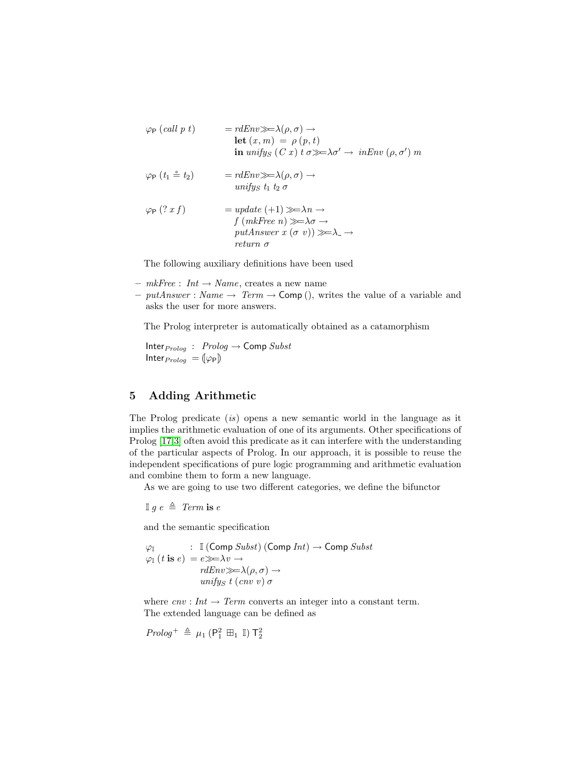$$
\begin{aligned}
\varphi_{\mathsf{P}}\ (call\ p\ t) \quad &= rdEnv \gg\!\!= \lambda(\rho,\sigma) \rightarrow \\
&\quad \mathbf{let}\ (x,m)\ =\ \rho\ (p,t) \\
&\quad \mathbf{in}\ unify_S\ (C\ x)\ t\ \sigma \gg\!\!= \lambda\sigma' \rightarrow\ inEnv\ (\rho,\sigma')\ m
\end{aligned}
$$

$$
\begin{aligned}
\varphi_{\mathsf{P}}\ (t_1 \mathrel{\mathring{=}} t_2) \quad &= rdEnv \gg\!\!= \lambda(\rho,\sigma) \rightarrow \\
&\quad unify_S\ t_1\ t_2\ \sigma
\end{aligned}
$$

$$
\begin{aligned}
\varphi_{\mathsf{P}}\ (?\ x\ f) \quad &= update\ (+1) \gg\!\!= \lambda n \rightarrow \\
&\quad f\ (mkFree\ n) \gg\!\!= \lambda\sigma \rightarrow \\
&\quad putAnswer\ x\ (\sigma\ v)) \gg\!\!= \lambda\_ \rightarrow \\
&\quad return\ \sigma
\end{aligned}
$$

The following auxiliary definitions have been used

- $mkFree : Int \rightarrow Name$, creates a new name
- $putAnswer : Name \rightarrow Term \rightarrow \mathsf{Comp}\ ()$, writes the value of a variable and asks the user for more answers.

The Prolog interpreter is automatically obtained as a catamorphism

$$
\begin{aligned}
\mathsf{Inter}_{Prolog}\ &:\ Prolog \rightarrow \mathsf{Comp}\ Subst \\
\mathsf{Inter}_{Prolog}\ &= (\!|\varphi_{\mathsf{P}}|\!)
\end{aligned}
$$

## 5 Adding Arithmetic

The Prolog predicate ($is$) opens a new semantic world in the language as it implies the arithmetic evaluation of one of its arguments. Other specifications of Prolog [17,3] often avoid this predicate as it can interfere with the understanding of the particular aspects of Prolog. In our approach, it is possible to reuse the independent specifications of pure logic programming and arithmetic evaluation and combine them to form a new language.

As we are going to use two different categories, we define the bifunctor

$$
\mathbb{I}\ g\ e\ \triangleq\ Term\ \mathbf{is}\ e
$$

and the semantic specification

$$
\begin{aligned}
\varphi_{\mathbb{I}} \quad &: \ \mathbb{I}\ (\mathsf{Comp}\ Subst)\ (\mathsf{Comp}\ Int) \rightarrow \mathsf{Comp}\ Subst \\
\varphi_{\mathbb{I}}\ (t\ \mathbf{is}\ e)\ &= e \gg\!\!= \lambda v \rightarrow \\
&\quad rdEnv \gg\!\!= \lambda(\rho,\sigma) \rightarrow \\
&\quad unify_S\ t\ (cnv\ v)\ \sigma
\end{aligned}
$$

where $cnv : Int \rightarrow Term$ converts an integer into a constant term.

The extended language can be defined as

$$
Prolog^{+}\ \triangleq\ \mu_1\ (\mathsf{P}^2_1\ \boxplus_1\ \mathbb{I})\ \mathsf{T}^2_2
$$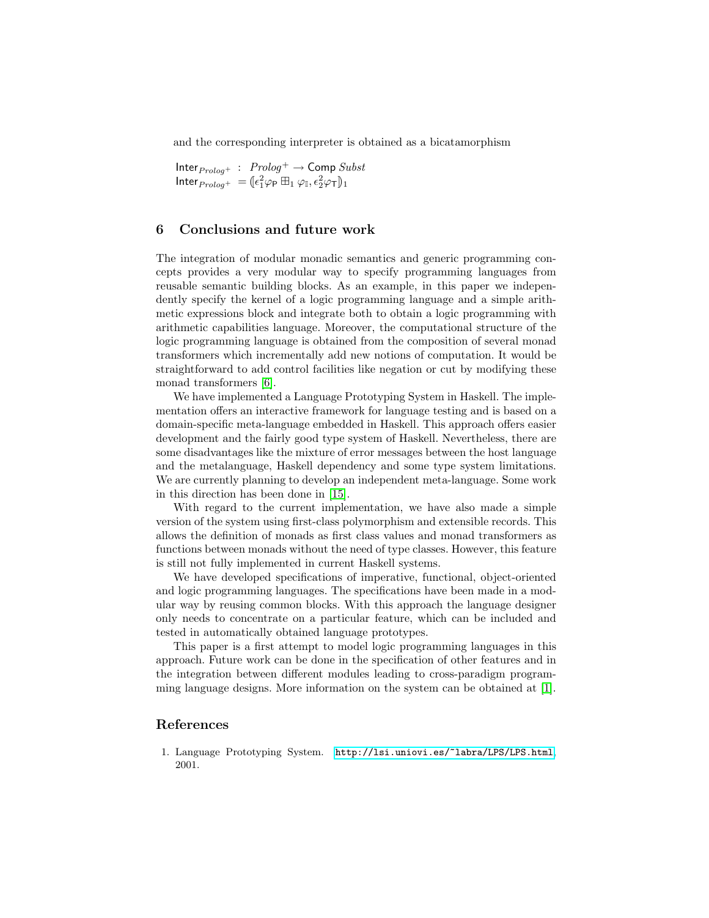and the corresponding interpreter is obtained as a bicatamorphism

$$
\begin{aligned}
&\mathsf{Inter}_{Prolog^+} \;:\; Prolog^+ \rightarrow \mathsf{Comp}\ Subst \\
&\mathsf{Inter}_{Prolog^+} \;= (\!| \epsilon_1^2 \varphi_{\mathsf{P}} \boxplus_1 \varphi_{\mathbb{I}}, \epsilon_2^2 \varphi_{\mathsf{T}} |\!)_1
\end{aligned}
$$

## 6 Conclusions and future work

The integration of modular monadic semantics and generic programming concepts provides a very modular way to specify programming languages from reusable semantic building blocks. As an example, in this paper we independently specify the kernel of a logic programming language and a simple arithmetic expressions block and integrate both to obtain a logic programming with arithmetic capabilities language. Moreover, the computational structure of the logic programming language is obtained from the composition of several monad transformers which incrementally add new notions of computation. It would be straightforward to add control facilities like negation or cut by modifying these monad transformers [6].

We have implemented a Language Prototyping System in Haskell. The implementation offers an interactive framework for language testing and is based on a domain-specific meta-language embedded in Haskell. This approach offers easier development and the fairly good type system of Haskell. Nevertheless, there are some disadvantages like the mixture of error messages between the host language and the metalanguage, Haskell dependency and some type system limitations. We are currently planning to develop an independent meta-language. Some work in this direction has been done in [15].

With regard to the current implementation, we have also made a simple version of the system using first-class polymorphism and extensible records. This allows the definition of monads as first class values and monad transformers as functions between monads without the need of type classes. However, this feature is still not fully implemented in current Haskell systems.

We have developed specifications of imperative, functional, object-oriented and logic programming languages. The specifications have been made in a modular way by reusing common blocks. With this approach the language designer only needs to concentrate on a particular feature, which can be included and tested in automatically obtained language prototypes.

This paper is a first attempt to model logic programming languages in this approach. Future work can be done in the specification of other features and in the integration between different modules leading to cross-paradigm programming language designs. More information on the system can be obtained at [1].

## References

1. Language Prototyping System. http://lsi.uniovi.es/~labra/LPS/LPS.html, 2001.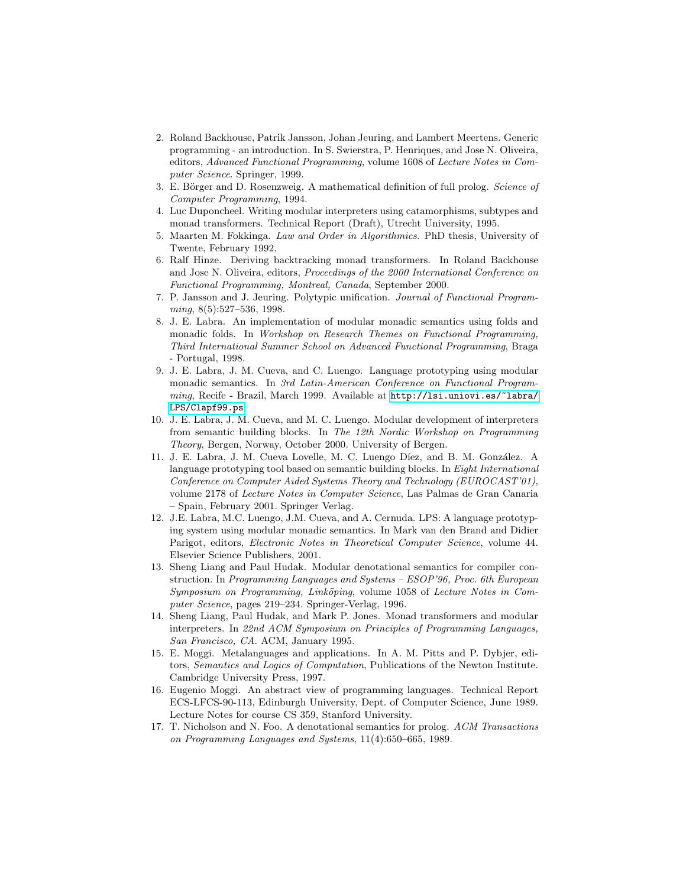2. Roland Backhouse, Patrik Jansson, Johan Jeuring, and Lambert Meertens. Generic programming - an introduction. In S. Swierstra, P. Henriques, and Jose N. Oliveira, editors, *Advanced Functional Programming*, volume 1608 of *Lecture Notes in Computer Science*. Springer, 1999.
3. E. Börger and D. Rosenzweig. A mathematical definition of full prolog. *Science of Computer Programming*, 1994.
4. Luc Duponcheel. Writing modular interpreters using catamorphisms, subtypes and monad transformers. Technical Report (Draft), Utrecht University, 1995.
5. Maarten M. Fokkinga. *Law and Order in Algorithmics*. PhD thesis, University of Twente, February 1992.
6. Ralf Hinze. Deriving backtracking monad transformers. In Roland Backhouse and Jose N. Oliveira, editors, *Proceedings of the 2000 International Conference on Functional Programming, Montreal, Canada*, September 2000.
7. P. Jansson and J. Jeuring. Polytypic unification. *Journal of Functional Programming*, 8(5):527–536, 1998.
8. J. E. Labra. An implementation of modular monadic semantics using folds and monadic folds. In *Workshop on Research Themes on Functional Programming, Third International Summer School on Advanced Functional Programming*, Braga - Portugal, 1998.
9. J. E. Labra, J. M. Cueva, and C. Luengo. Language prototyping using modular monadic semantics. In *3rd Latin-American Conference on Functional Programming*, Recife - Brazil, March 1999. Available at `http://lsi.uniovi.es/~labra/LPS/Clapf99.ps`
10. J. E. Labra, J. M. Cueva, and M. C. Luengo. Modular development of interpreters from semantic building blocks. In *The 12th Nordic Workshop on Programming Theory*, Bergen, Norway, October 2000. University of Bergen.
11. J. E. Labra, J. M. Cueva Lovelle, M. C. Luengo Díez, and B. M. González. A language prototyping tool based on semantic building blocks. In *Eight International Conference on Computer Aided Systems Theory and Technology (EUROCAST'01)*, volume 2178 of *Lecture Notes in Computer Science*, Las Palmas de Gran Canaria – Spain, February 2001. Springer Verlag.
12. J.E. Labra, M.C. Luengo, J.M. Cueva, and A. Cernuda. LPS: A language prototyping system using modular monadic semantics. In Mark van den Brand and Didier Parigot, editors, *Electronic Notes in Theoretical Computer Science*, volume 44. Elsevier Science Publishers, 2001.
13. Sheng Liang and Paul Hudak. Modular denotational semantics for compiler construction. In *Programming Languages and Systems – ESOP'96, Proc. 6th European Symposium on Programming, Linköping*, volume 1058 of *Lecture Notes in Computer Science*, pages 219–234. Springer-Verlag, 1996.
14. Sheng Liang, Paul Hudak, and Mark P. Jones. Monad transformers and modular interpreters. In *22nd ACM Symposium on Principles of Programming Languages, San Francisco, CA*. ACM, January 1995.
15. E. Moggi. Metalanguages and applications. In A. M. Pitts and P. Dybjer, editors, *Semantics and Logics of Computation*, Publications of the Newton Institute. Cambridge University Press, 1997.
16. Eugenio Moggi. An abstract view of programming languages. Technical Report ECS-LFCS-90-113, Edinburgh University, Dept. of Computer Science, June 1989. Lecture Notes for course CS 359, Stanford University.
17. T. Nicholson and N. Foo. A denotational semantics for prolog. *ACM Transactions on Programming Languages and Systems*, 11(4):650–665, 1989.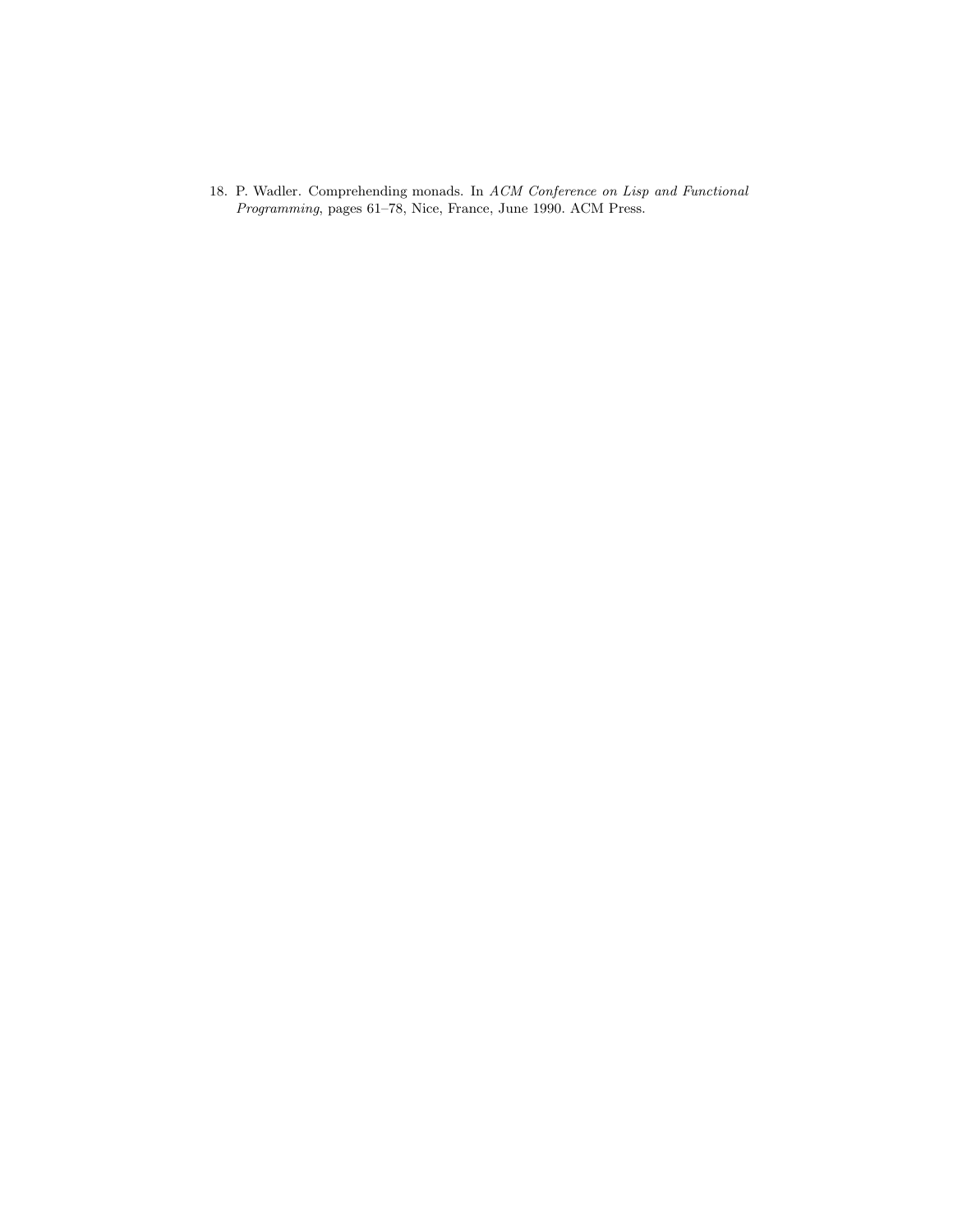18. P. Wadler. Comprehending monads. In *ACM Conference on Lisp and Functional Programming*, pages 61–78, Nice, France, June 1990. ACM Press.